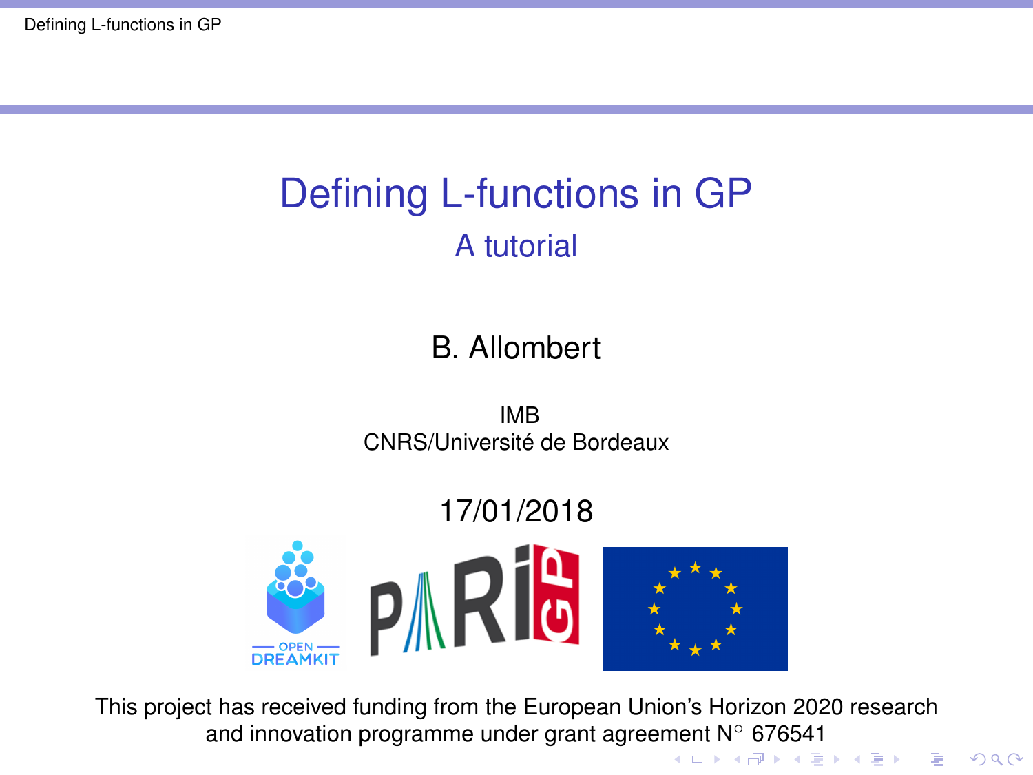# Defining L-functions in GP

## A tutorial

B. Allombert

IMB
CNRS/Université de Bordeaux

17/01/2018

This project has received funding from the European Union's Horizon 2020 research and innovation programme under grant agreement N° 676541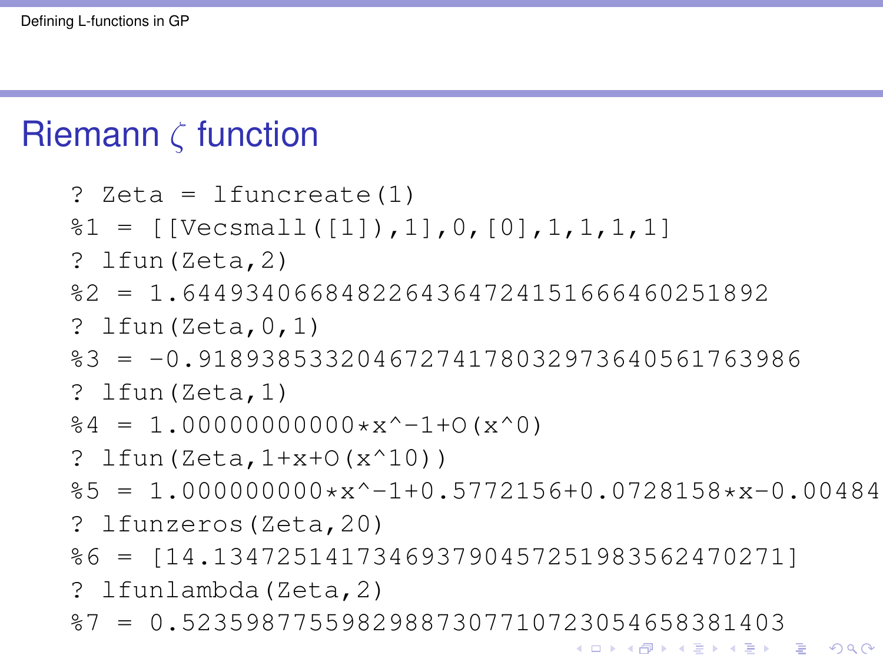## Riemann $\zeta$ function

```
? Zeta = lfuncreate(1)
%1 = [[Vecsmall([1]),1],0,[0],1,1,1,1]
? lfun(Zeta,2)
%2 = 1.6449340668482264364724151666460251892
? lfun(Zeta,0,1)
%3 = -0.91893853320467274178032973640561763986
? lfun(Zeta,1)
%4 = 1.00000000000*x^-1+O(x^0)
? lfun(Zeta,1+x+O(x^10))
%5 = 1.000000000*x^-1+0.5772156+0.0728158*x-0.00484
? lfunzeros(Zeta,20)
%6 = [14.134725141734693790457251983562470271]
? lfunlambda(Zeta,2)
%7 = 0.52359877559829887307710723054658381403
```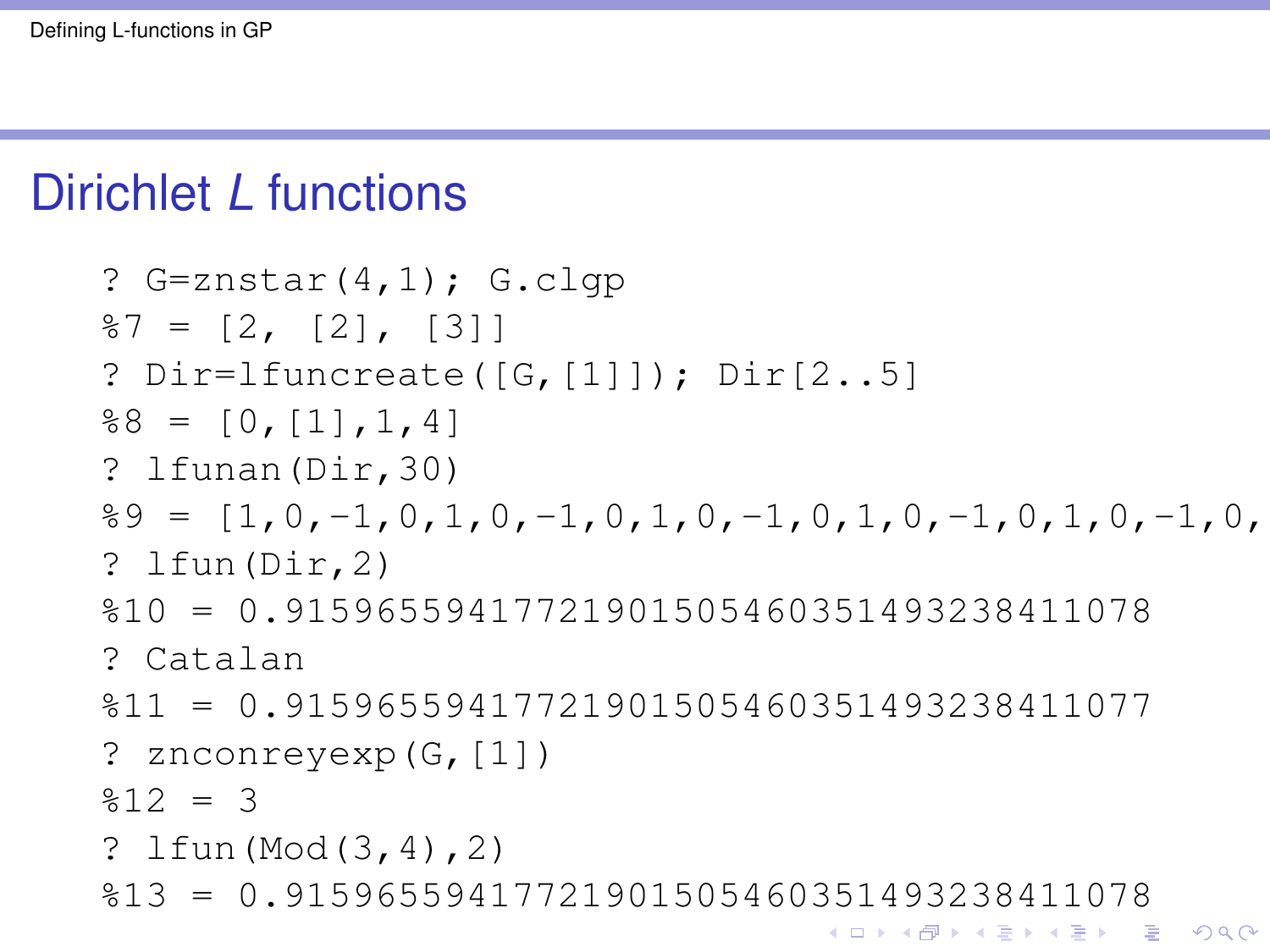# Dirichlet $L$ functions

```
? G=znstar(4,1); G.clgp
%7 = [2, [2], [3]]
? Dir=lfuncreate([G,[1]]); Dir[2..5]
%8 = [0,[1],1,4]
? lfunan(Dir,30)
%9 = [1,0,-1,0,1,0,-1,0,1,0,-1,0,1,0,-1,0,1,0,-1,0,
? lfun(Dir,2)
%10 = 0.91596559417721901505460351493238411078
? Catalan
%11 = 0.91596559417721901505460351493238411077
? znconreyexp(G,[1])
%12 = 3
? lfun(Mod(3,4),2)
%13 = 0.91596559417721901505460351493238411078
```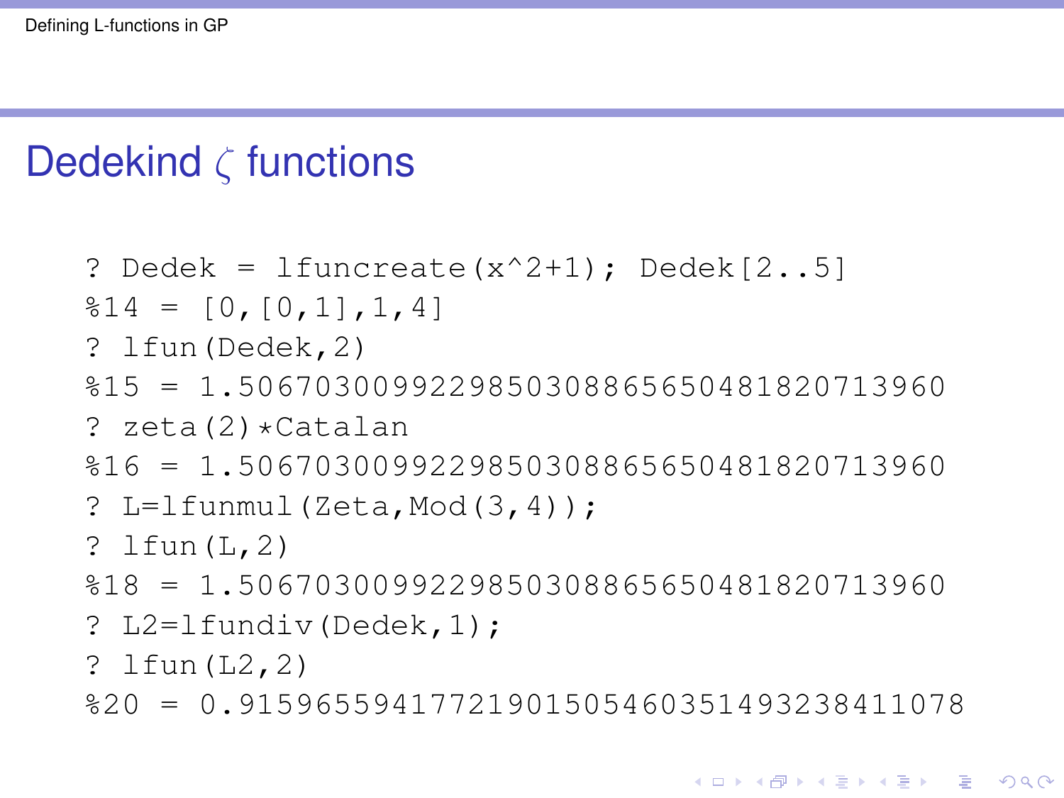## Dedekind $\zeta$ functions

```
? Dedek = lfuncreate(x^2+1); Dedek[2..5]
%14 = [0,[0,1],1,4]
? lfun(Dedek,2)
%15 = 1.5067030099229850308865650481820713960
? zeta(2)*Catalan
%16 = 1.5067030099229850308865650481820713960
? L=lfunmul(Zeta,Mod(3,4));
? lfun(L,2)
%18 = 1.5067030099229850308865650481820713960
? L2=lfundiv(Dedek,1);
? lfun(L2,2)
%20 = 0.91596559417721901505460351493238411078
```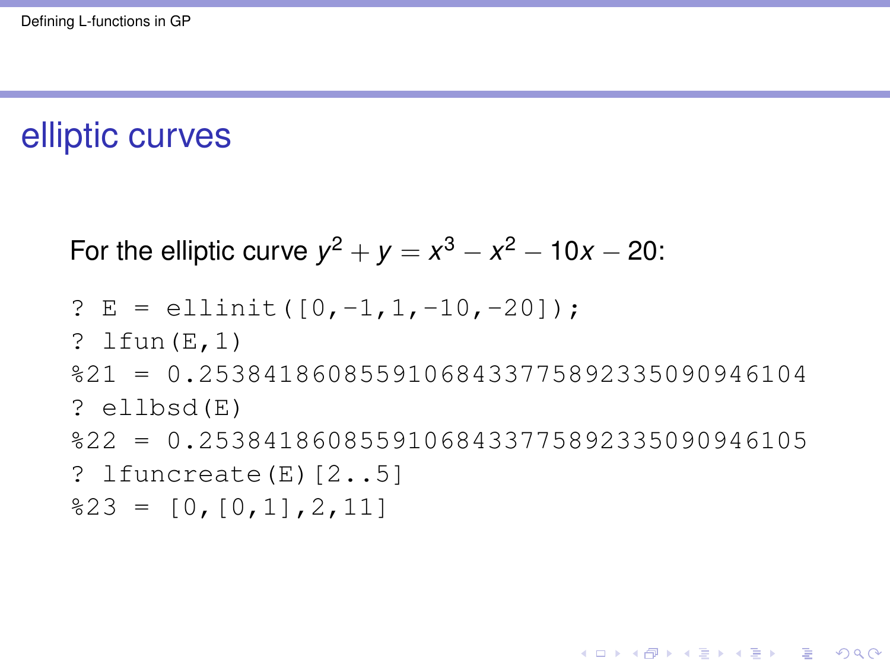## elliptic curves

For the elliptic curve $y^2 + y = x^3 - x^2 - 10x - 20$:

```
? E = ellinit([0,-1,1,-10,-20]);
? lfun(E,1)
%21 = 0.25384186085591068433775892335090946104
? ellbsd(E)
%22 = 0.25384186085591068433775892335090946105
? lfuncreate(E)[2..5]
%23 = [0,[0,1],2,11]
```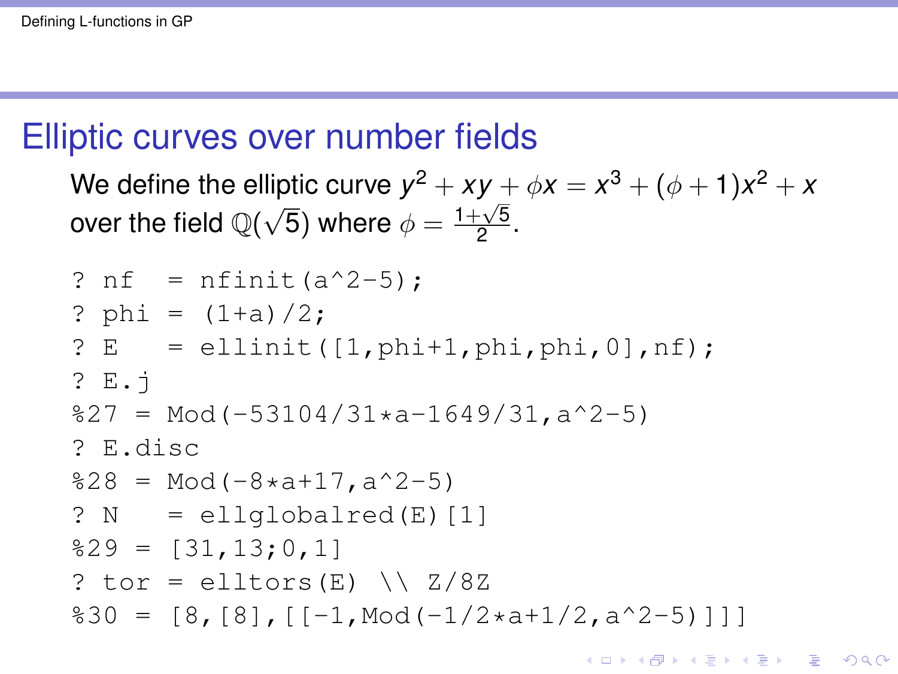## Elliptic curves over number fields

We define the elliptic curve $y^2 + xy + \phi x = x^3 + (\phi + 1)x^2 + x$ over the field $\mathbb{Q}(\sqrt{5})$ where $\phi = \frac{1+\sqrt{5}}{2}$.

```
? nf  = nfinit(a^2-5);
? phi = (1+a)/2;
? E   = ellinit([1,phi+1,phi,phi,0],nf);
? E.j
%27 = Mod(-53104/31*a-1649/31,a^2-5)
? E.disc
%28 = Mod(-8*a+17,a^2-5)
? N   = ellglobalred(E)[1]
%29 = [31,13;0,1]
? tor = elltors(E) \\ Z/8Z
%30 = [8,[8],[[-1,Mod(-1/2*a+1/2,a^2-5)]]]
```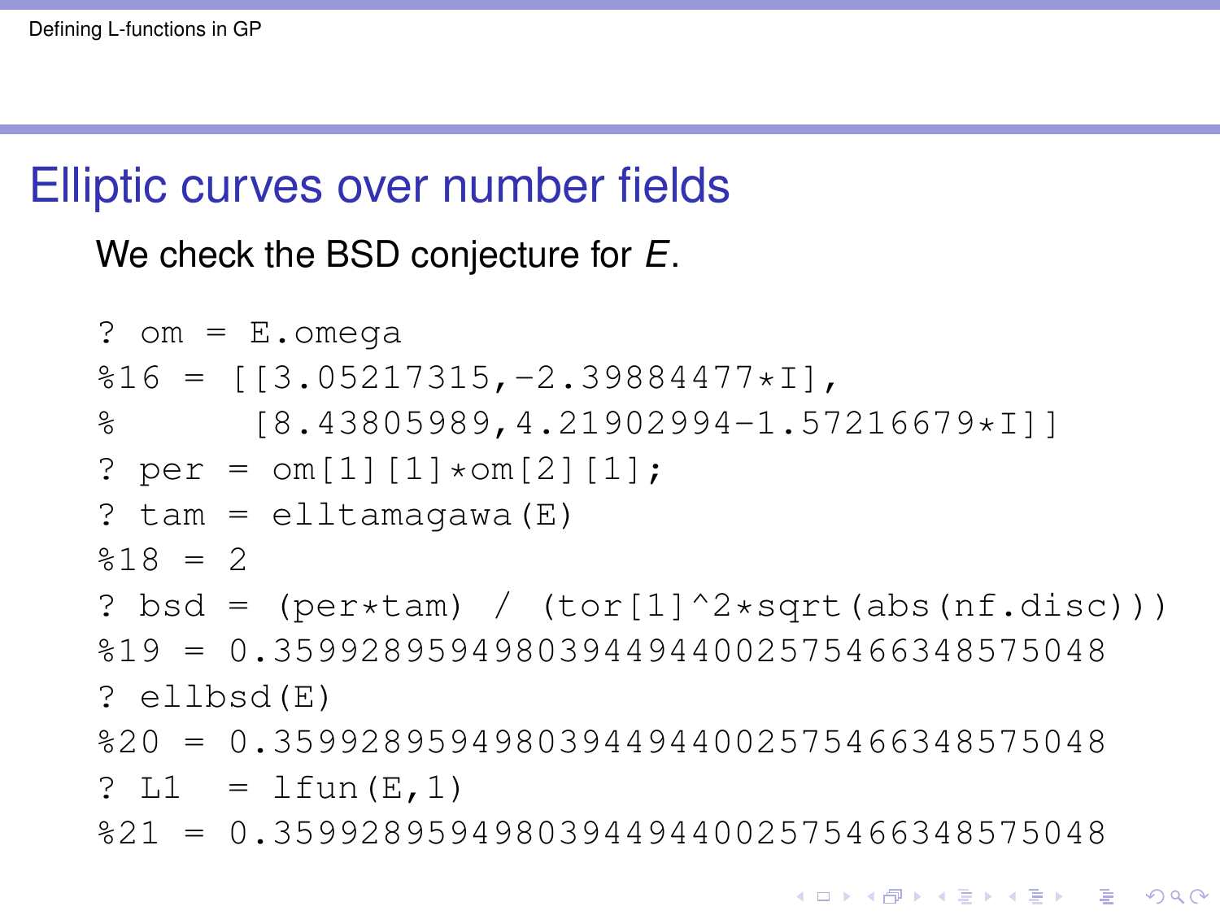## Elliptic curves over number fields

We check the BSD conjecture for $E$.

```
? om = E.omega
%16 = [[3.05217315,-2.39884477*I],
%       [8.43805989,4.21902994-1.57216679*I]]
? per = om[1][1]*om[2][1];
? tam = elltamagawa(E)
%18 = 2
? bsd = (per*tam) / (tor[1]^2*sqrt(abs(nf.disc)))
%19 = 0.35992895949803944944002575466348575048
? ellbsd(E)
%20 = 0.35992895949803944944002575466348575048
? L1  = lfun(E,1)
%21 = 0.35992895949803944944002575466348575048
```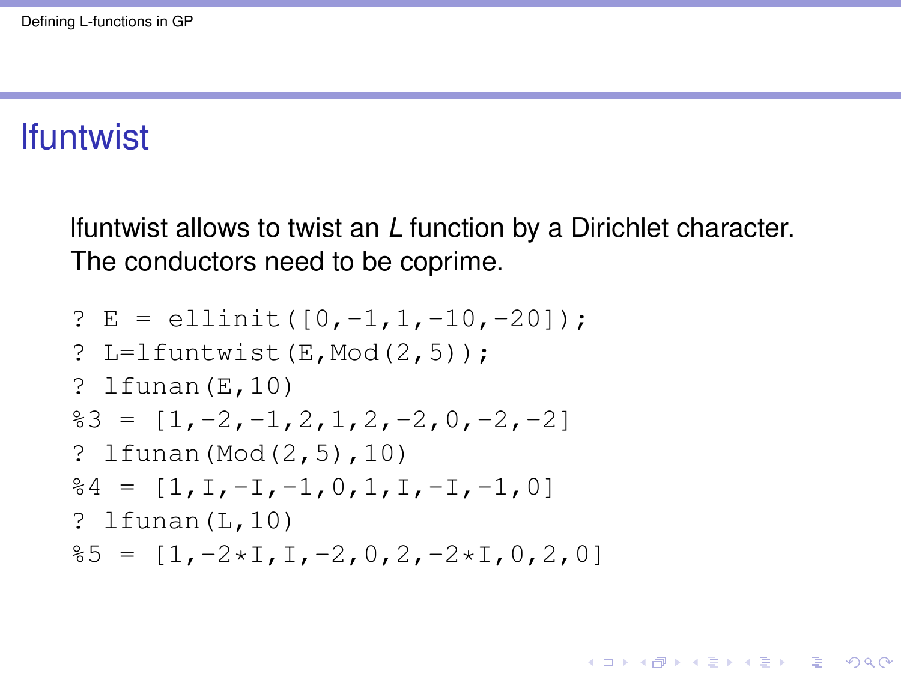# lfuntwist

lfuntwist allows to twist an $L$ function by a Dirichlet character. The conductors need to be coprime.

```
? E = ellinit([0,-1,1,-10,-20]);
? L=lfuntwist(E,Mod(2,5));
? lfunan(E,10)
%3 = [1,-2,-1,2,1,2,-2,0,-2,-2]
? lfunan(Mod(2,5),10)
%4 = [1,I,-I,-1,0,1,I,-I,-1,0]
? lfunan(L,10)
%5 = [1,-2*I,I,-2,0,2,-2*I,0,2,0]
```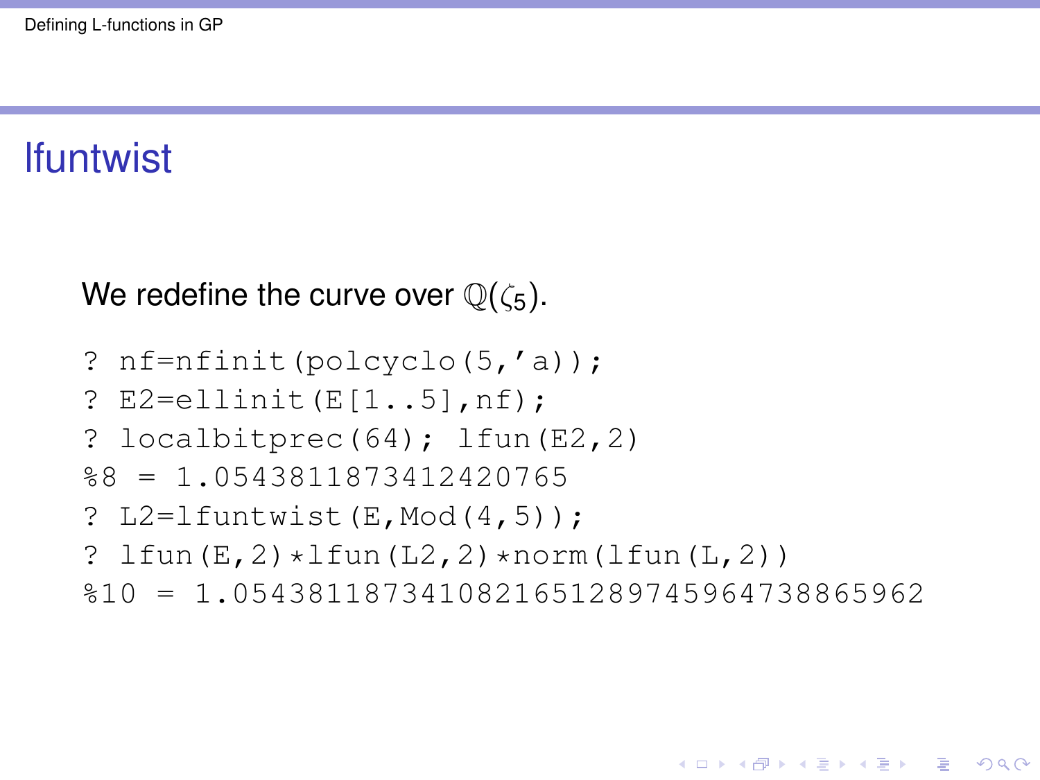# lfuntwist

We redefine the curve over $\mathbb{Q}(\zeta_5)$.

```
? nf=nfinit(polcyclo(5,'a));
? E2=ellinit(E[1..5],nf);
? localbitprec(64); lfun(E2,2)
%8 = 1.0543811873412420765
? L2=lfuntwist(E,Mod(4,5));
? lfun(E,2)*lfun(L2,2)*norm(lfun(L,2))
%10 = 1.0543811873410821651289745964738865962
```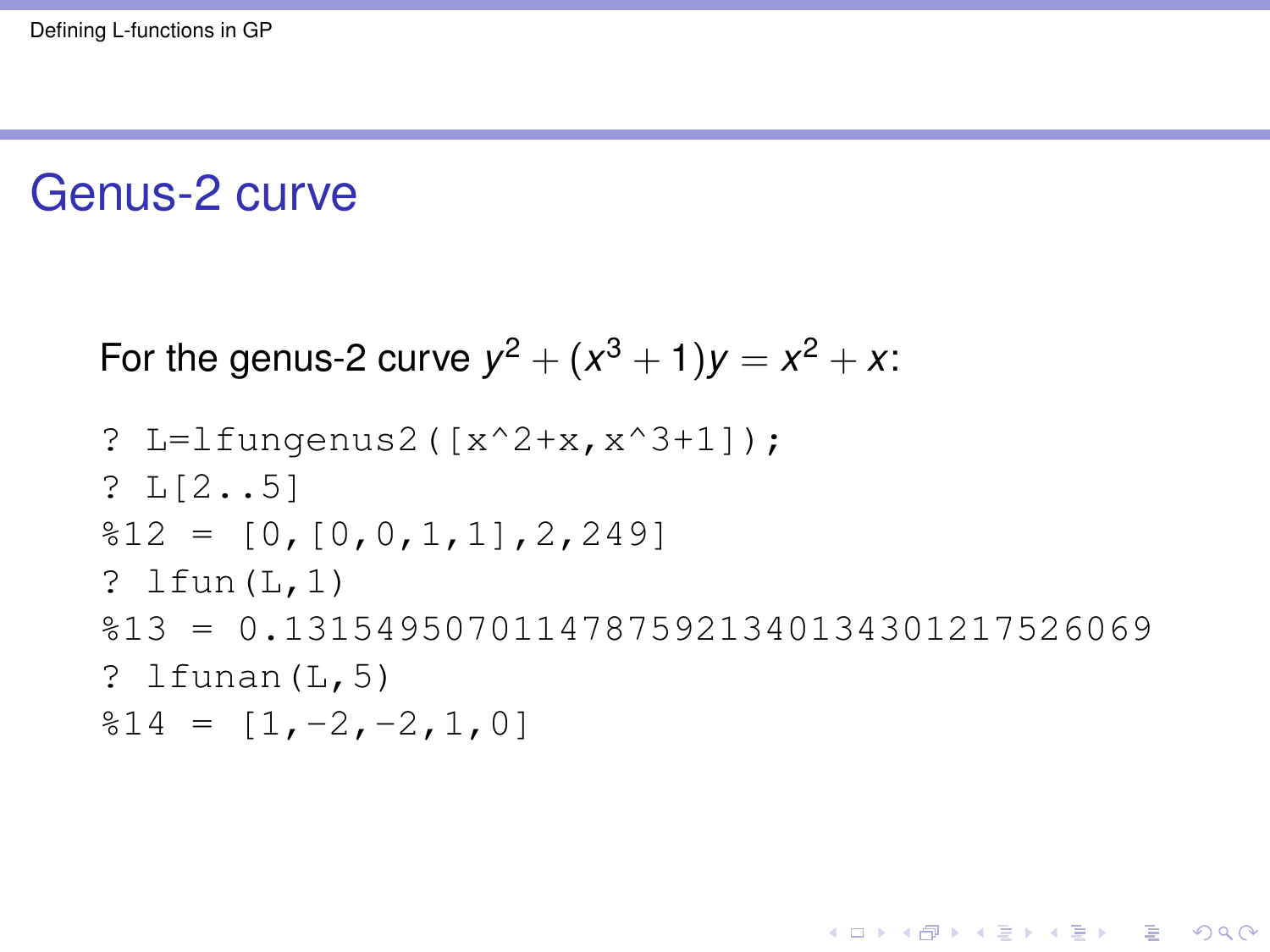## Genus-2 curve

For the genus-2 curve $y^2 + (x^3 + 1)y = x^2 + x$:

```
? L=lfungenus2([x^2+x,x^3+1]);
? L[2..5]
%12 = [0,[0,0,1,1],2,249]
? lfun(L,1)
%13 = 0.13154950701147875921340134301217526069
? lfunan(L,5)
%14 = [1,-2,-2,1,0]
```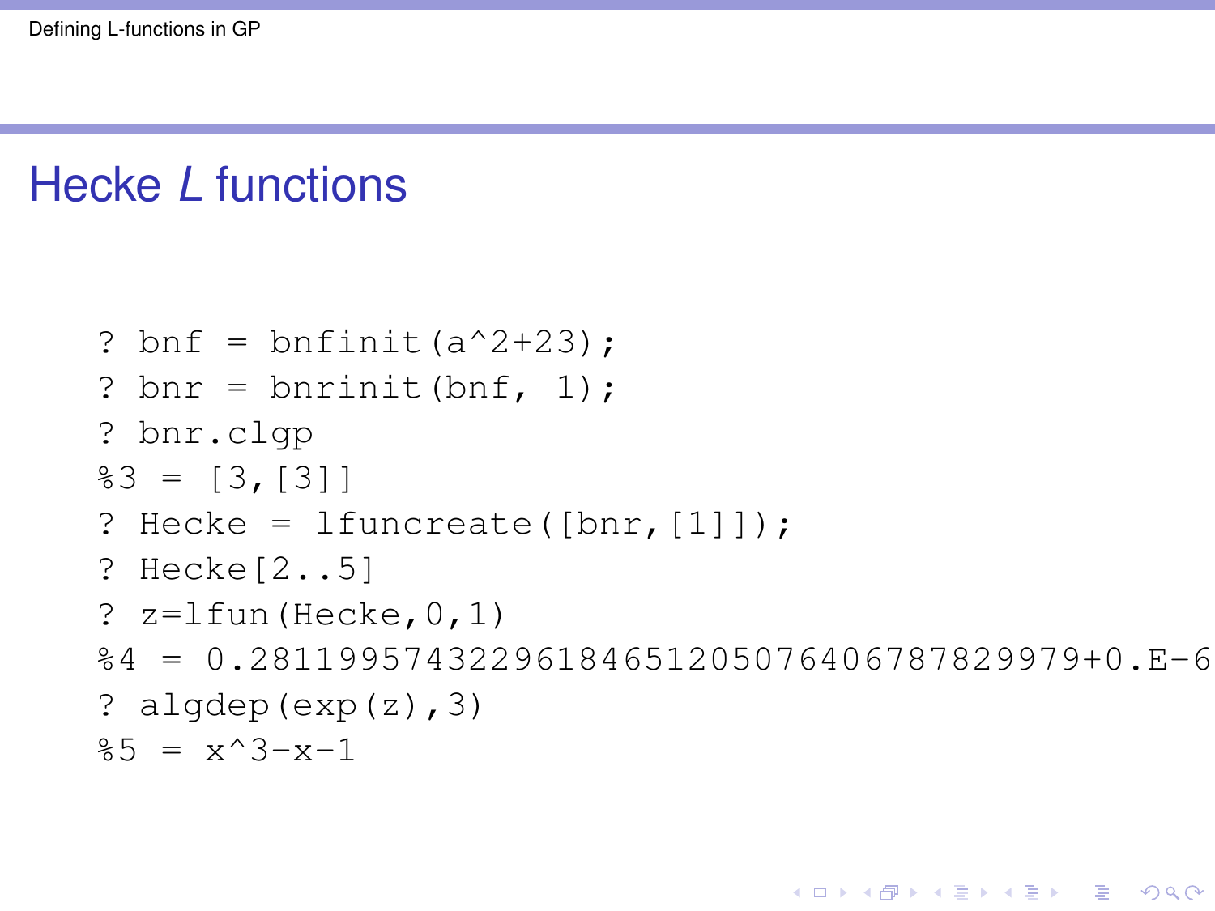# Hecke $L$ functions

```
? bnf = bnfinit(a^2+23);
? bnr = bnrinit(bnf, 1);
? bnr.clgp
%3 = [3,[3]]
? Hecke = lfuncreate([bnr,[1]]);
? Hecke[2..5]
? z=lfun(Hecke,0,1)
%4 = 0.28119957432296184651205076406787829979+0.E-6
? algdep(exp(z),3)
%5 = x^3-x-1
```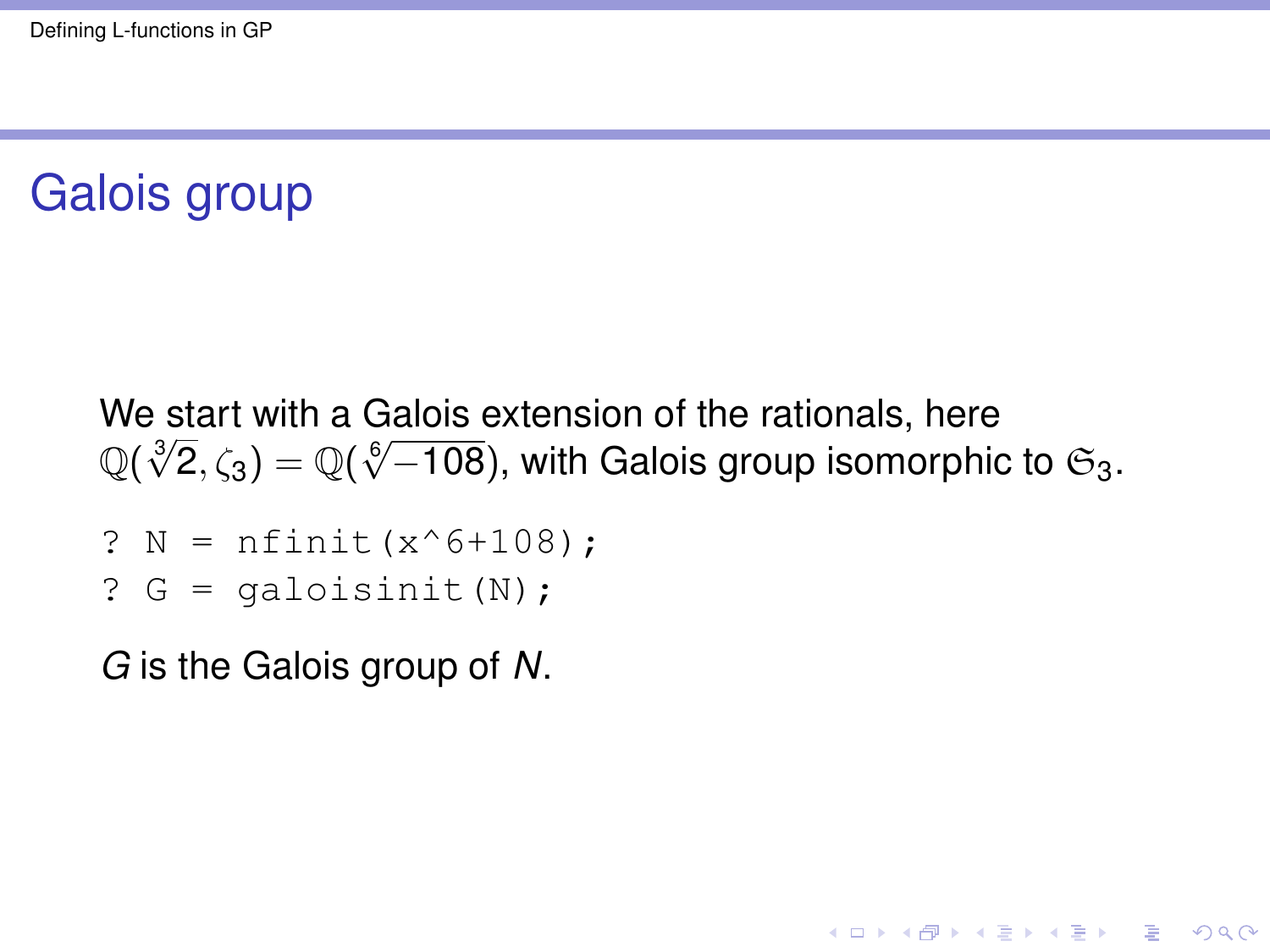# Galois group

We start with a Galois extension of the rationals, here $\mathbb{Q}(\sqrt[3]{2}, \zeta_3) = \mathbb{Q}(\sqrt[6]{-108})$, with Galois group isomorphic to $\mathfrak{S}_3$.

```
? N = nfinit(x^6+108);
? G = galoisinit(N);
```

$G$ is the Galois group of $N$.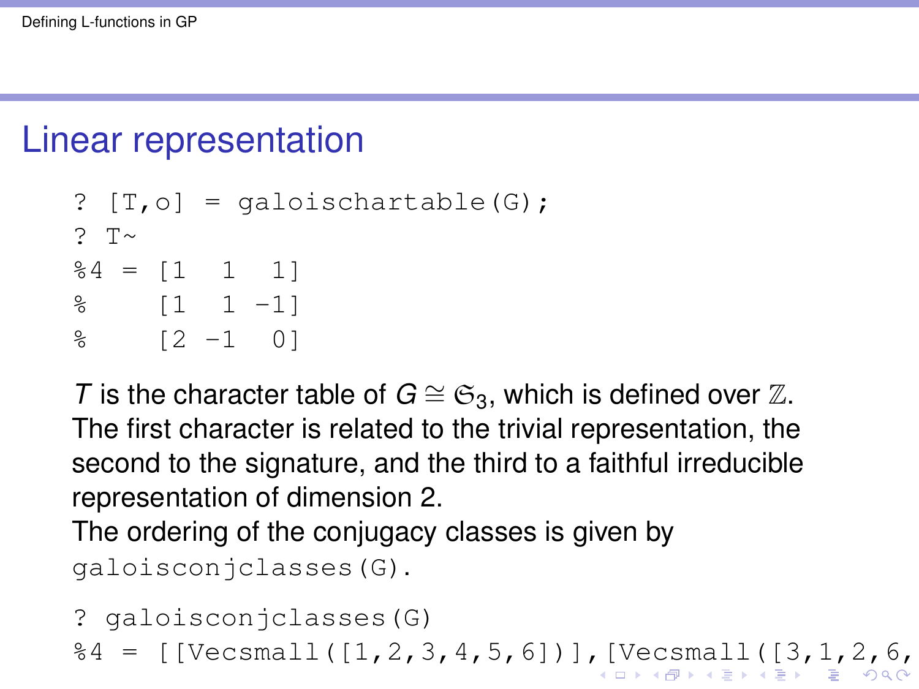# Linear representation

```
? [T,o] = galoischartable(G);
? T~
%4 = [1  1  1]
%    [1  1 -1]
%    [2 -1  0]
```

$T$ is the character table of $G \cong \mathfrak{S}_3$, which is defined over $\mathbb{Z}$. The first character is related to the trivial representation, the second to the signature, and the third to a faithful irreducible representation of dimension 2.

The ordering of the conjugacy classes is given by `galoisconjclasses(G)`.

```
? galoisconjclasses(G)
%4 = [[Vecsmall([1,2,3,4,5,6])],[Vecsmall([3,1,2,6,
```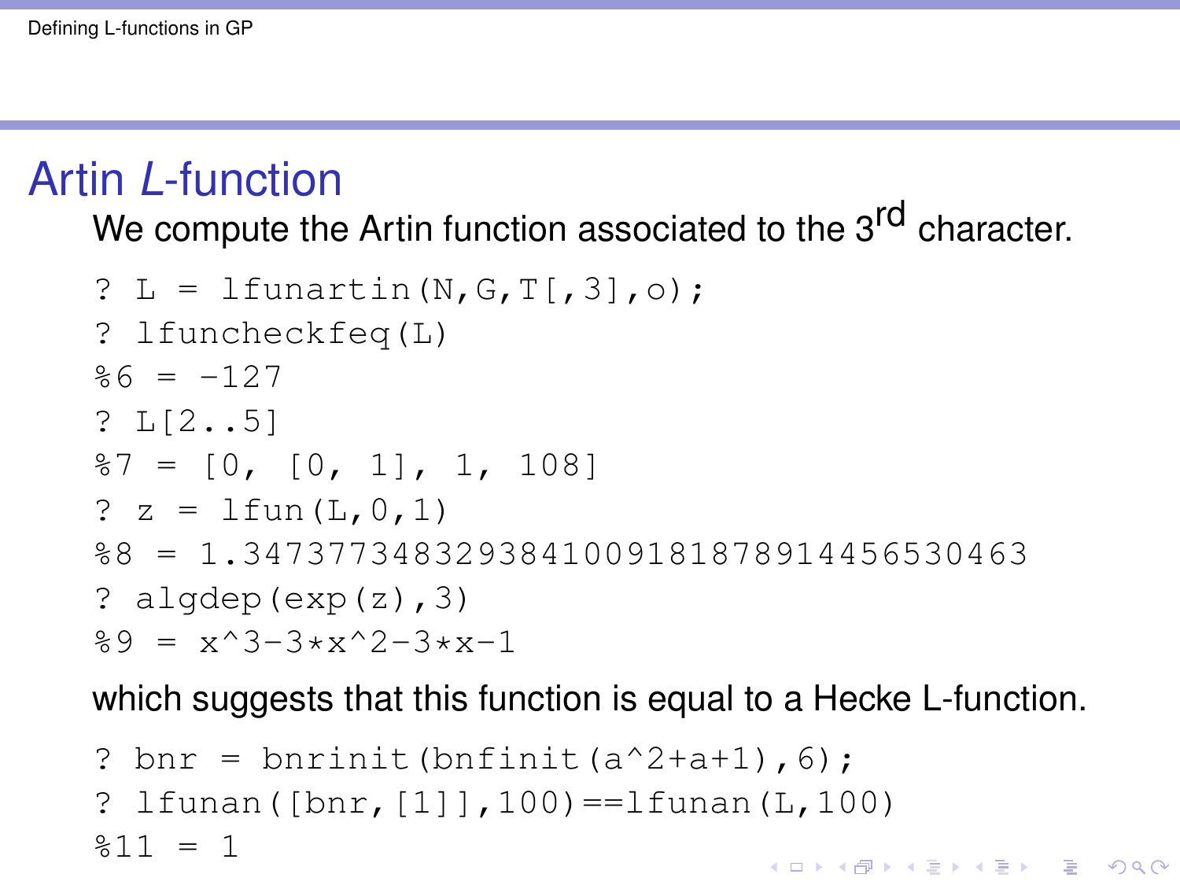# Artin *L*-function

We compute the Artin function associated to the 3[rd] character.

```
? L = lfunartin(N,G,T[,3],o);
? lfuncheckfeq(L)
%6 = -127
? L[2..5]
%7 = [0, [0, 1], 1, 108]
? z = lfun(L,0,1)
%8 = 1.3473773483293841009181878914456530463
? algdep(exp(z),3)
%9 = x^3-3*x^2-3*x-1
```

which suggests that this function is equal to a Hecke L-function.

```
? bnr = bnrinit(bnfinit(a^2+a+1),6);
? lfunan([bnr,[1]],100)==lfunan(L,100)
%11 = 1
```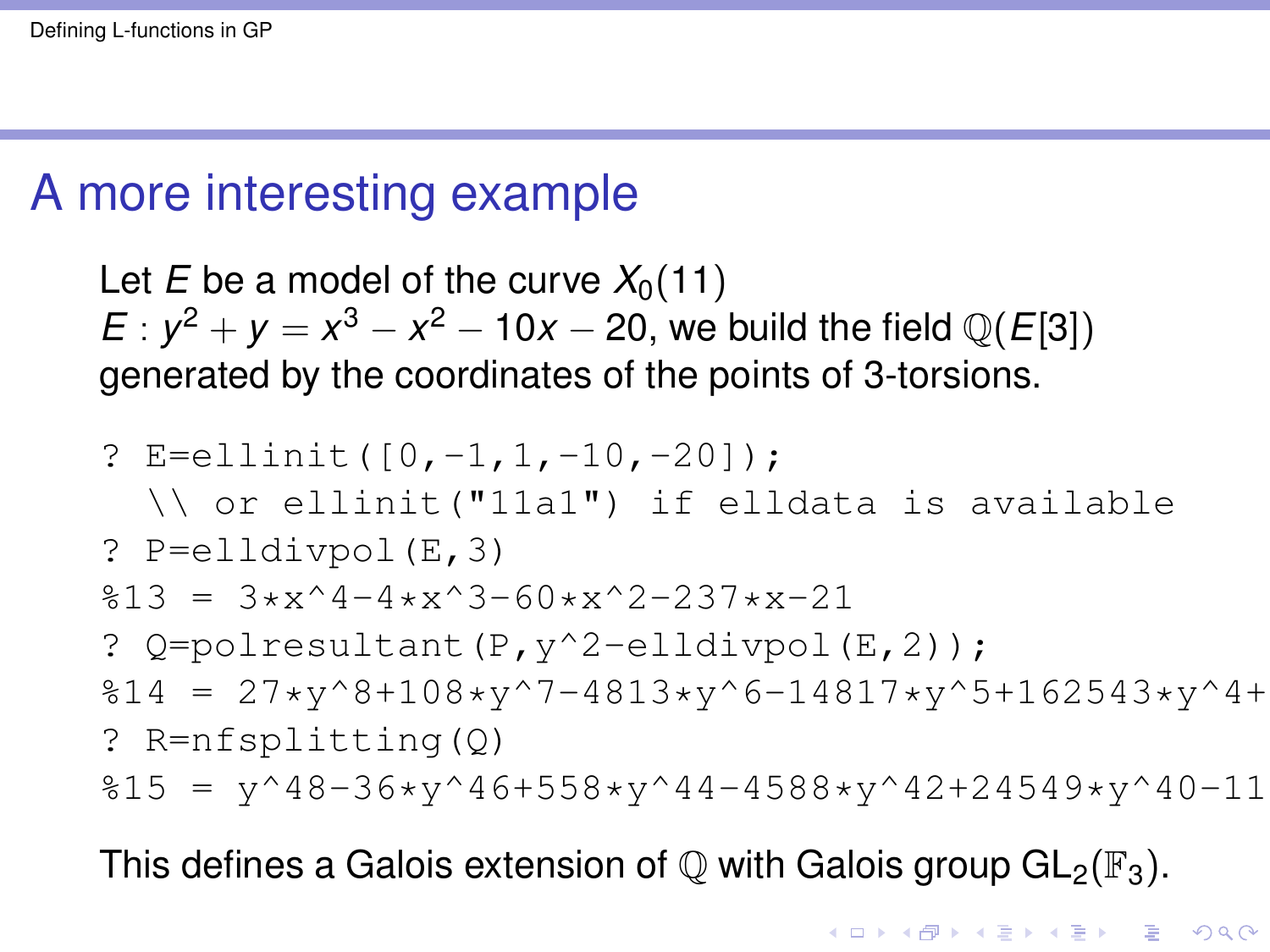# A more interesting example

Let $E$ be a model of the curve $X_0(11)$
$E : y^2 + y = x^3 - x^2 - 10x - 20$, we build the field $\mathbb{Q}(E[3])$ generated by the coordinates of the points of 3-torsions.

```
? E=ellinit([0,-1,1,-10,-20]);
  \\ or ellinit("11a1") if elldata is available
? P=elldivpol(E,3)
%13 = 3*x^4-4*x^3-60*x^2-237*x-21
? Q=polresultant(P,y^2-elldivpol(E,2));
%14 = 27*y^8+108*y^7-4813*y^6-14817*y^5+162543*y^4+
? R=nfsplitting(Q)
%15 = y^48-36*y^46+558*y^44-4588*y^42+24549*y^40-11
```

This defines a Galois extension of $\mathbb{Q}$ with Galois group $\mathrm{GL}_2(\mathbb{F}_3)$.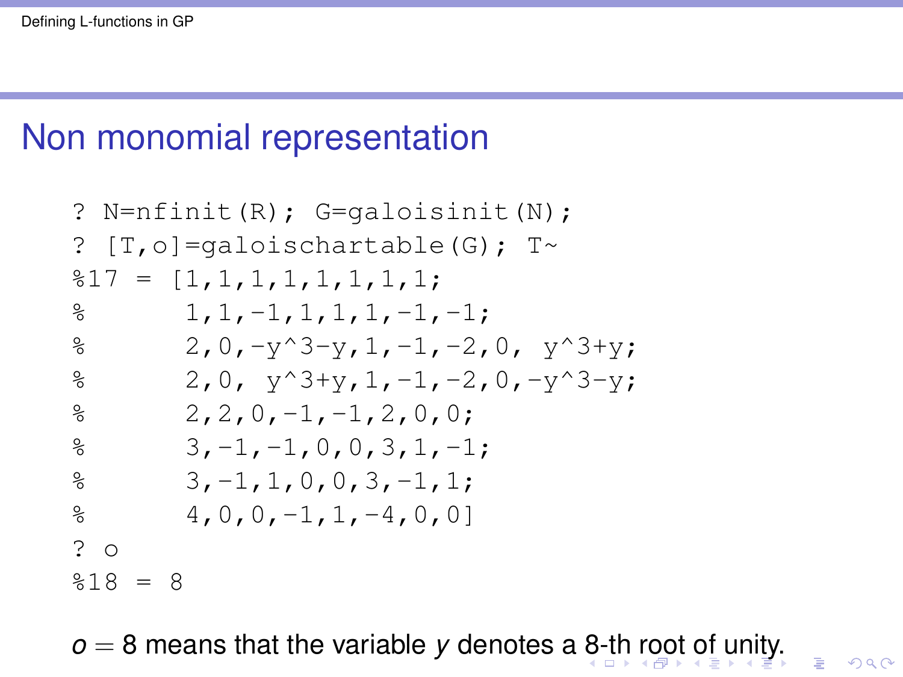## Non monomial representation

```
? N=nfinit(R); G=galoisinit(N);
? [T,o]=galoischartable(G); T~
%17 = [1,1,1,1,1,1,1,1;
%       1,1,-1,1,1,1,-1,-1;
%       2,0,-y^3-y,1,-1,-2,0, y^3+y;
%       2,0, y^3+y,1,-1,-2,0,-y^3-y;
%       2,2,0,-1,-1,2,0,0;
%       3,-1,-1,0,0,3,1,-1;
%       3,-1,1,0,0,3,-1,1;
%       4,0,0,-1,1,-4,0,0]
? o
%18 = 8
```

$o = 8$ means that the variable $y$ denotes a 8-th root of unity.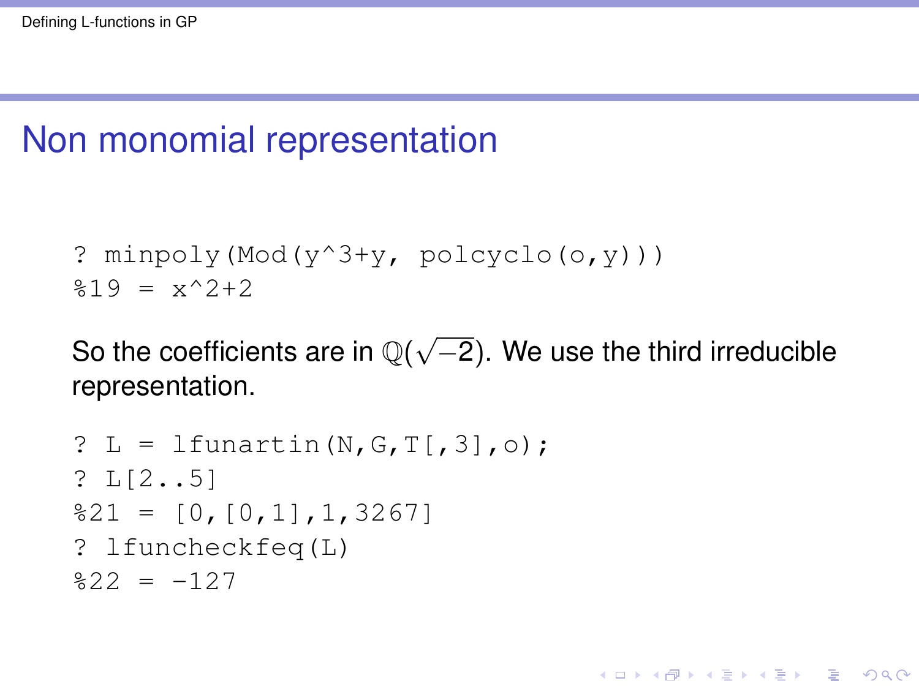# Non monomial representation

```
? minpoly(Mod(y^3+y, polcyclo(o,y)))
%19 = x^2+2
```

So the coefficients are in $\mathbb{Q}(\sqrt{-2})$. We use the third irreducible representation.

```
? L = lfunartin(N,G,T[,3],o);
? L[2..5]
%21 = [0,[0,1],1,3267]
? lfuncheckfeq(L)
%22 = -127
```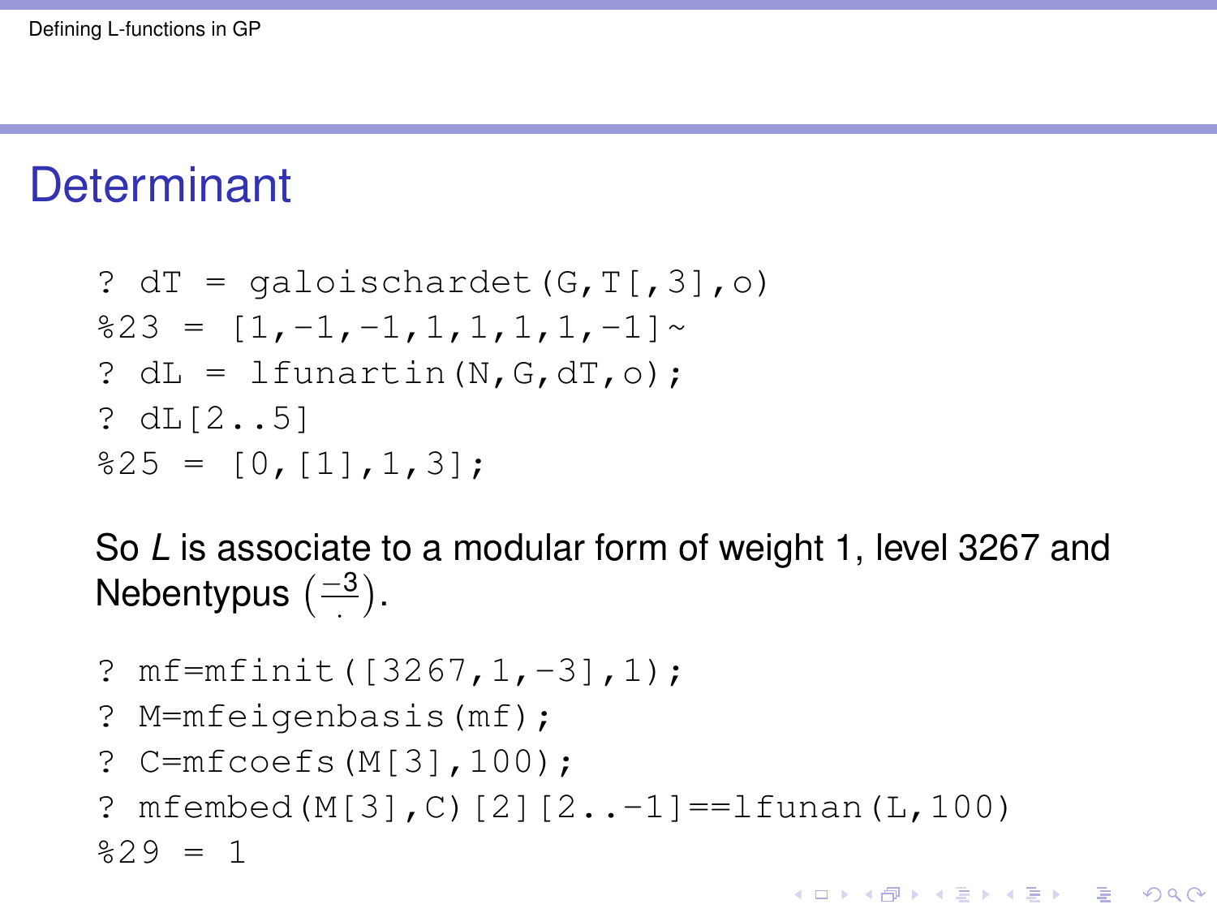# Determinant

```
? dT = galoischardet(G,T[,3],o)
%23 = [1,-1,-1,1,1,1,1,-1]~
? dL = lfunartin(N,G,dT,o);
? dL[2..5]
%25 = [0,[1],1,3];
```

So $L$ is associate to a modular form of weight 1, level 3267 and Nebentypus $\left(\frac{-3}{\cdot}\right)$.

```
? mf=mfinit([3267,1,-3],1);
? M=mfeigenbasis(mf);
? C=mfcoefs(M[3],100);
? mfembed(M[3],C)[2][2..-1]==lfunan(L,100)
%29 = 1
```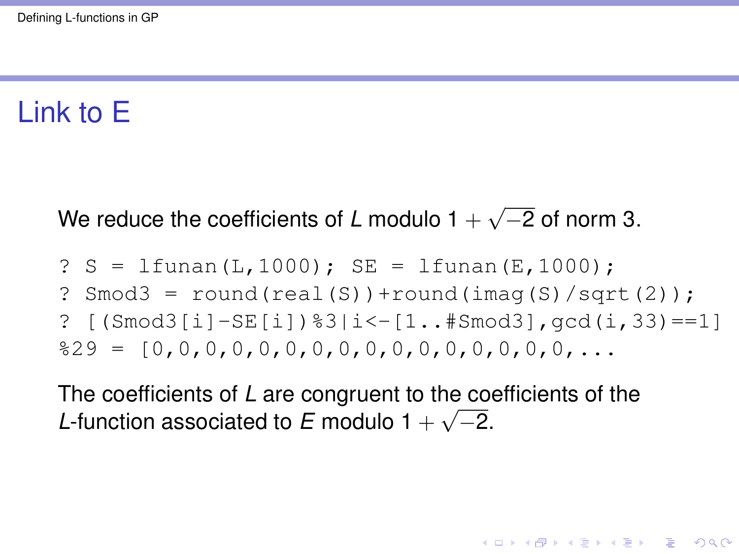# Link to E

We reduce the coefficients of $L$ modulo $1+\sqrt{-2}$ of norm 3.

```
? S = lfunan(L,1000); SE = lfunan(E,1000);
? Smod3 = round(real(S))+round(imag(S)/sqrt(2));
? [(Smod3[i]-SE[i])%3|i<-[1..#Smod3],gcd(i,33)==1]
%29 = [0,0,0,0,0,0,0,0,0,0,0,0,0,0,0,0,...
```

The coefficients of $L$ are congruent to the coefficients of the $L$-function associated to $E$ modulo $1+\sqrt{-2}$.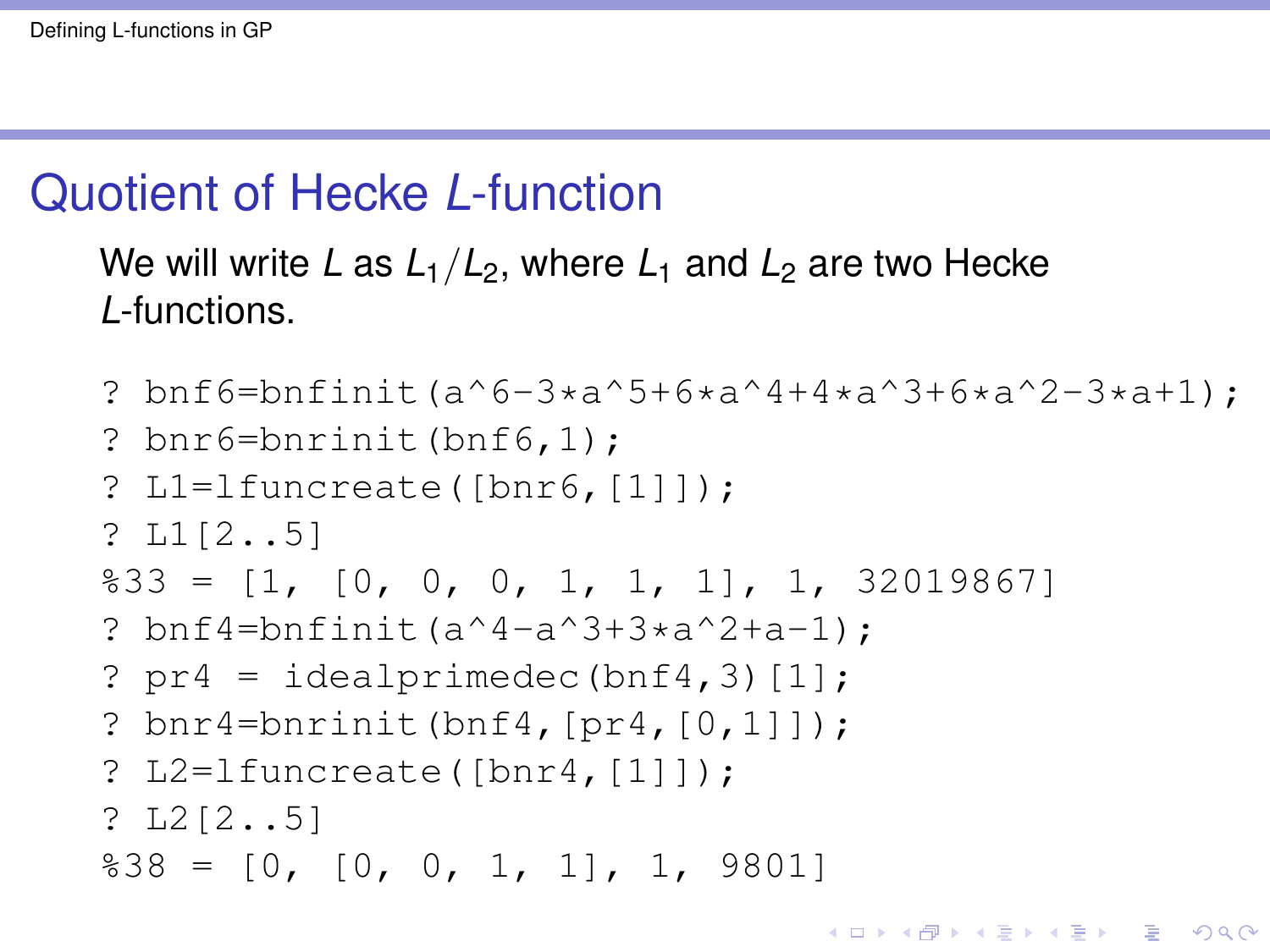# Quotient of Hecke $L$-function

We will write $L$ as $L_1/L_2$, where $L_1$ and $L_2$ are two Hecke $L$-functions.

```
? bnf6=bnfinit(a^6-3*a^5+6*a^4+4*a^3+6*a^2-3*a+1);
? bnr6=bnrinit(bnf6,1);
? L1=lfuncreate([bnr6,[1]]);
? L1[2..5]
%33 = [1, [0, 0, 0, 1, 1, 1], 1, 32019867]
? bnf4=bnfinit(a^4-a^3+3*a^2+a-1);
? pr4 = idealprimedec(bnf4,3)[1];
? bnr4=bnrinit(bnf4,[pr4,[0,1]]);
? L2=lfuncreate([bnr4,[1]]);
? L2[2..5]
%38 = [0, [0, 0, 1, 1], 1, 9801]
```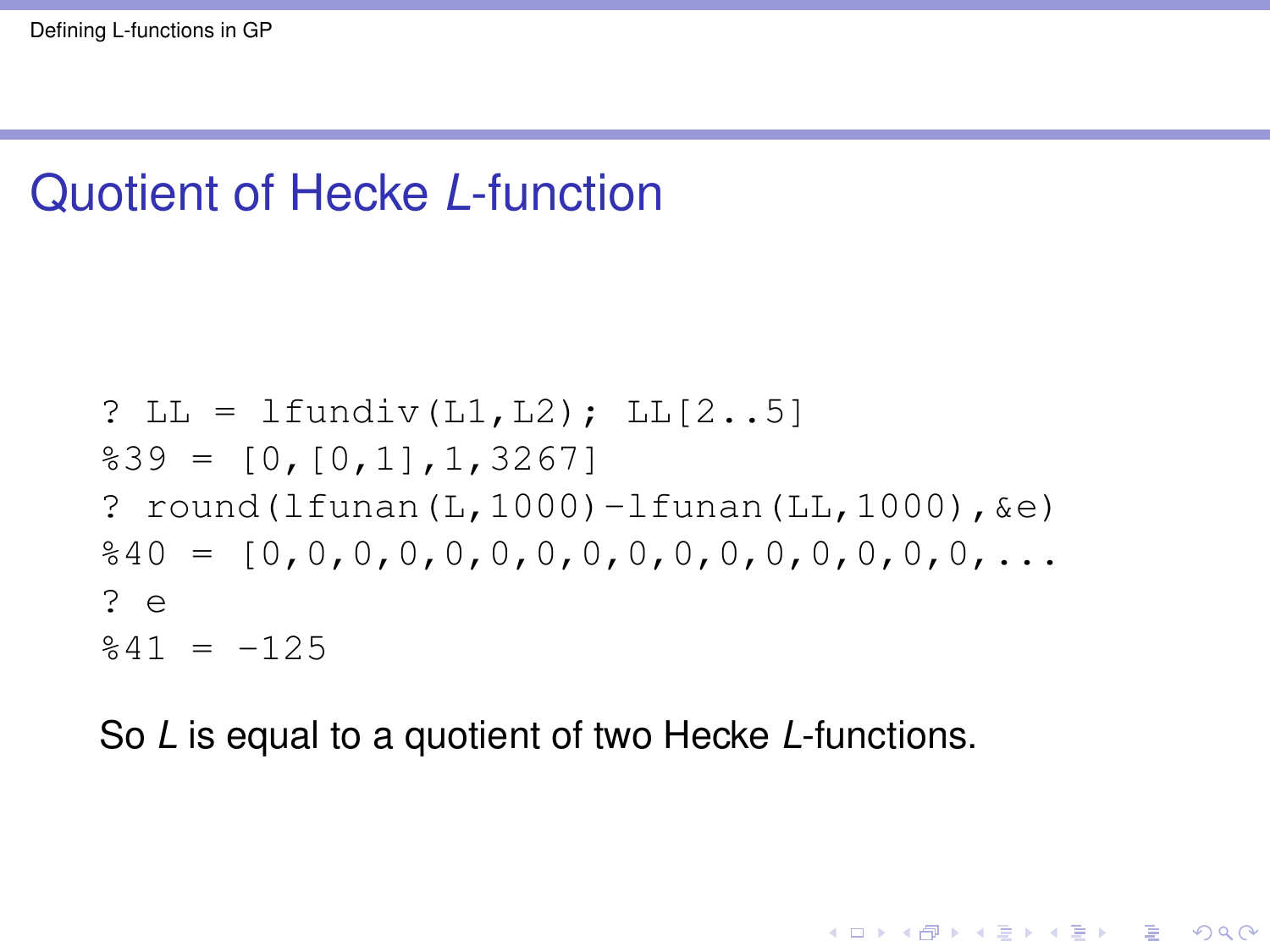# Quotient of Hecke $L$-function

```
? LL = lfundiv(L1,L2); LL[2..5]
%39 = [0,[0,1],1,3267]
? round(lfunan(L,1000)-lfunan(LL,1000),&e)
%40 = [0,0,0,0,0,0,0,0,0,0,0,0,0,0,0,0,...
? e
%41 = -125
```

So $L$ is equal to a quotient of two Hecke $L$-functions.